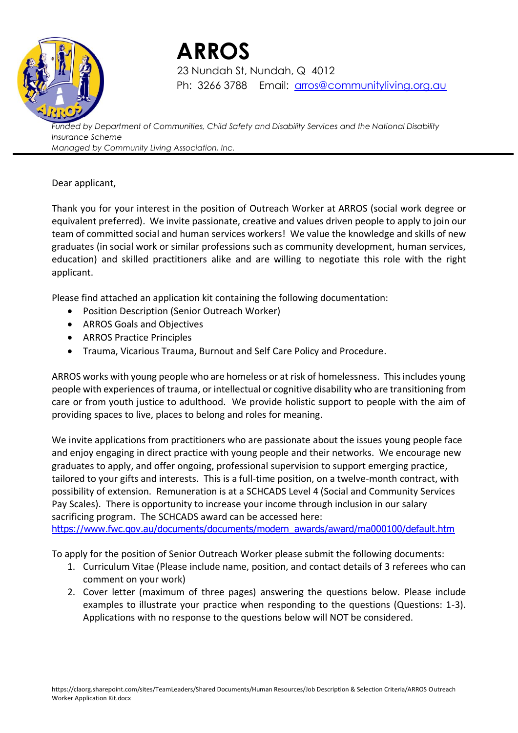# ARROS

23 Nundah St, Nundah, Q 4012
Ph: 3266 3788 Email: [arros@communityliving.org.au](mailto:arros@communityliving.org.au)

*Funded by Department of Communities, Child Safety and Disability Services and the National Disability Insurance Scheme*
*Managed by Community Living Association, Inc.*

---

Dear applicant,

Thank you for your interest in the position of Outreach Worker at ARROS (social work degree or equivalent preferred). We invite passionate, creative and values driven people to apply to join our team of committed social and human services workers! We value the knowledge and skills of new graduates (in social work or similar professions such as community development, human services, education) and skilled practitioners alike and are willing to negotiate this role with the right applicant.

Please find attached an application kit containing the following documentation:

- Position Description (Senior Outreach Worker)
- ARROS Goals and Objectives
- ARROS Practice Principles
- Trauma, Vicarious Trauma, Burnout and Self Care Policy and Procedure.

ARROS works with young people who are homeless or at risk of homelessness. This includes young people with experiences of trauma, or intellectual or cognitive disability who are transitioning from care or from youth justice to adulthood. We provide holistic support to people with the aim of providing spaces to live, places to belong and roles for meaning.

We invite applications from practitioners who are passionate about the issues young people face and enjoy engaging in direct practice with young people and their networks. We encourage new graduates to apply, and offer ongoing, professional supervision to support emerging practice, tailored to your gifts and interests. This is a full-time position, on a twelve-month contract, with possibility of extension. Remuneration is at a SCHCADS Level 4 (Social and Community Services Pay Scales). There is opportunity to increase your income through inclusion in our salary sacrificing program. The SCHCADS award can be accessed here: https://www.fwc.gov.au/documents/documents/modern_awards/award/ma000100/default.htm

To apply for the position of Senior Outreach Worker please submit the following documents:

1. Curriculum Vitae (Please include name, position, and contact details of 3 referees who can comment on your work)
2. Cover letter (maximum of three pages) answering the questions below. Please include examples to illustrate your practice when responding to the questions (Questions: 1-3). Applications with no response to the questions below will NOT be considered.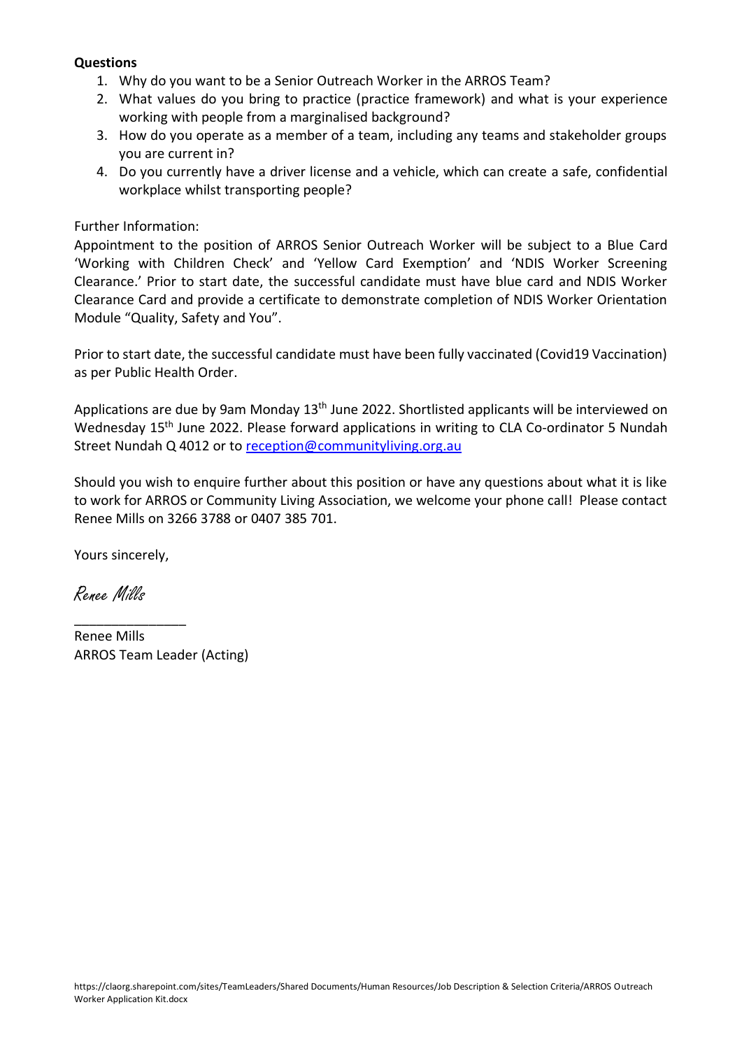**Questions**

1. Why do you want to be a Senior Outreach Worker in the ARROS Team?
2. What values do you bring to practice (practice framework) and what is your experience working with people from a marginalised background?
3. How do you operate as a member of a team, including any teams and stakeholder groups you are current in?
4. Do you currently have a driver license and a vehicle, which can create a safe, confidential workplace whilst transporting people?

Further Information:

Appointment to the position of ARROS Senior Outreach Worker will be subject to a Blue Card 'Working with Children Check' and 'Yellow Card Exemption' and 'NDIS Worker Screening Clearance.' Prior to start date, the successful candidate must have blue card and NDIS Worker Clearance Card and provide a certificate to demonstrate completion of NDIS Worker Orientation Module "Quality, Safety and You".

Prior to start date, the successful candidate must have been fully vaccinated (Covid19 Vaccination) as per Public Health Order.

Applications are due by 9am Monday 13th June 2022. Shortlisted applicants will be interviewed on Wednesday 15th June 2022. Please forward applications in writing to CLA Co-ordinator 5 Nundah Street Nundah Q 4012 or to reception@communityliving.org.au

Should you wish to enquire further about this position or have any questions about what it is like to work for ARROS or Community Living Association, we welcome your phone call! Please contact Renee Mills on 3266 3788 or 0407 385 701.

Yours sincerely,

*Renee Mills*

_______________

Renee Mills
ARROS Team Leader (Acting)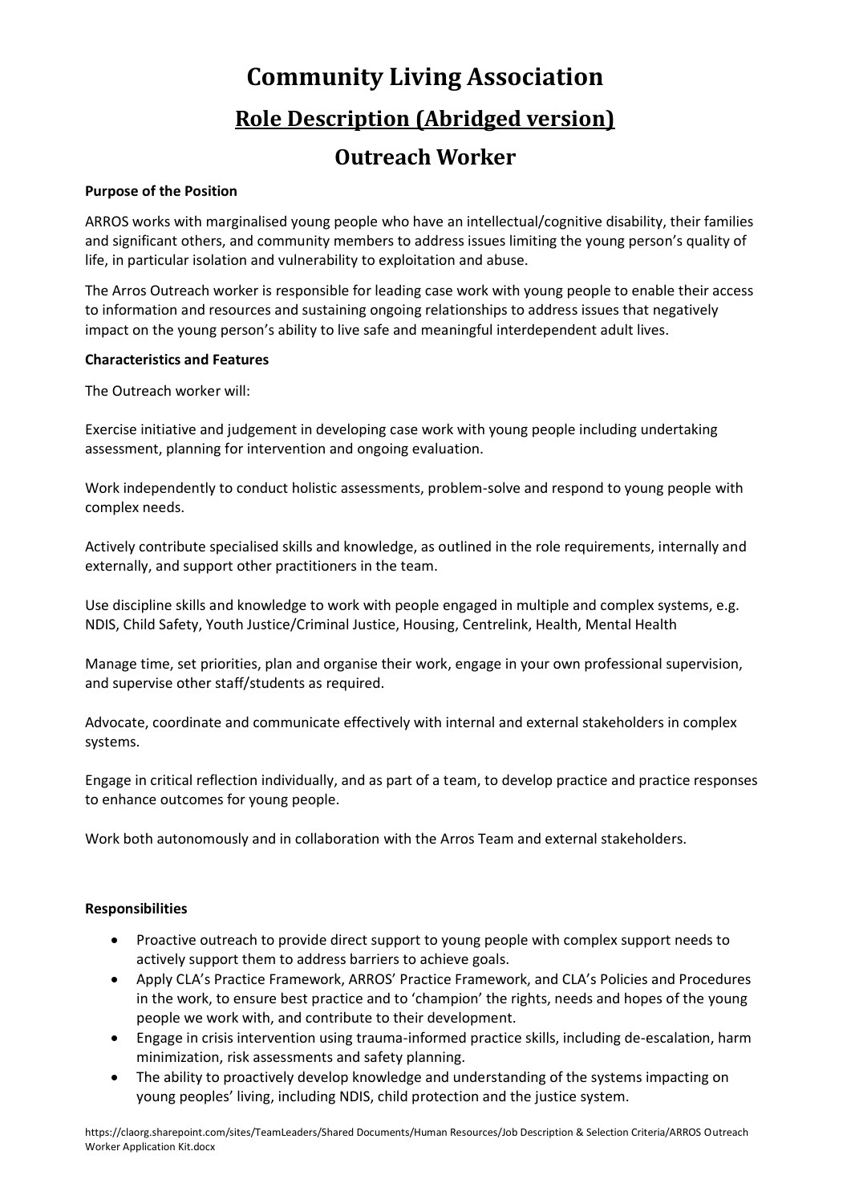# Community Living Association

## Role Description (Abridged version)

## Outreach Worker

**Purpose of the Position**

ARROS works with marginalised young people who have an intellectual/cognitive disability, their families and significant others, and community members to address issues limiting the young person's quality of life, in particular isolation and vulnerability to exploitation and abuse.

The Arros Outreach worker is responsible for leading case work with young people to enable their access to information and resources and sustaining ongoing relationships to address issues that negatively impact on the young person's ability to live safe and meaningful interdependent adult lives.

**Characteristics and Features**

The Outreach worker will:

Exercise initiative and judgement in developing case work with young people including undertaking assessment, planning for intervention and ongoing evaluation.

Work independently to conduct holistic assessments, problem-solve and respond to young people with complex needs.

Actively contribute specialised skills and knowledge, as outlined in the role requirements, internally and externally, and support other practitioners in the team.

Use discipline skills and knowledge to work with people engaged in multiple and complex systems, e.g. NDIS, Child Safety, Youth Justice/Criminal Justice, Housing, Centrelink, Health, Mental Health

Manage time, set priorities, plan and organise their work, engage in your own professional supervision, and supervise other staff/students as required.

Advocate, coordinate and communicate effectively with internal and external stakeholders in complex systems.

Engage in critical reflection individually, and as part of a team, to develop practice and practice responses to enhance outcomes for young people.

Work both autonomously and in collaboration with the Arros Team and external stakeholders.

**Responsibilities**

- Proactive outreach to provide direct support to young people with complex support needs to actively support them to address barriers to achieve goals.
- Apply CLA's Practice Framework, ARROS' Practice Framework, and CLA's Policies and Procedures in the work, to ensure best practice and to 'champion' the rights, needs and hopes of the young people we work with, and contribute to their development.
- Engage in crisis intervention using trauma-informed practice skills, including de-escalation, harm minimization, risk assessments and safety planning.
- The ability to proactively develop knowledge and understanding of the systems impacting on young peoples' living, including NDIS, child protection and the justice system.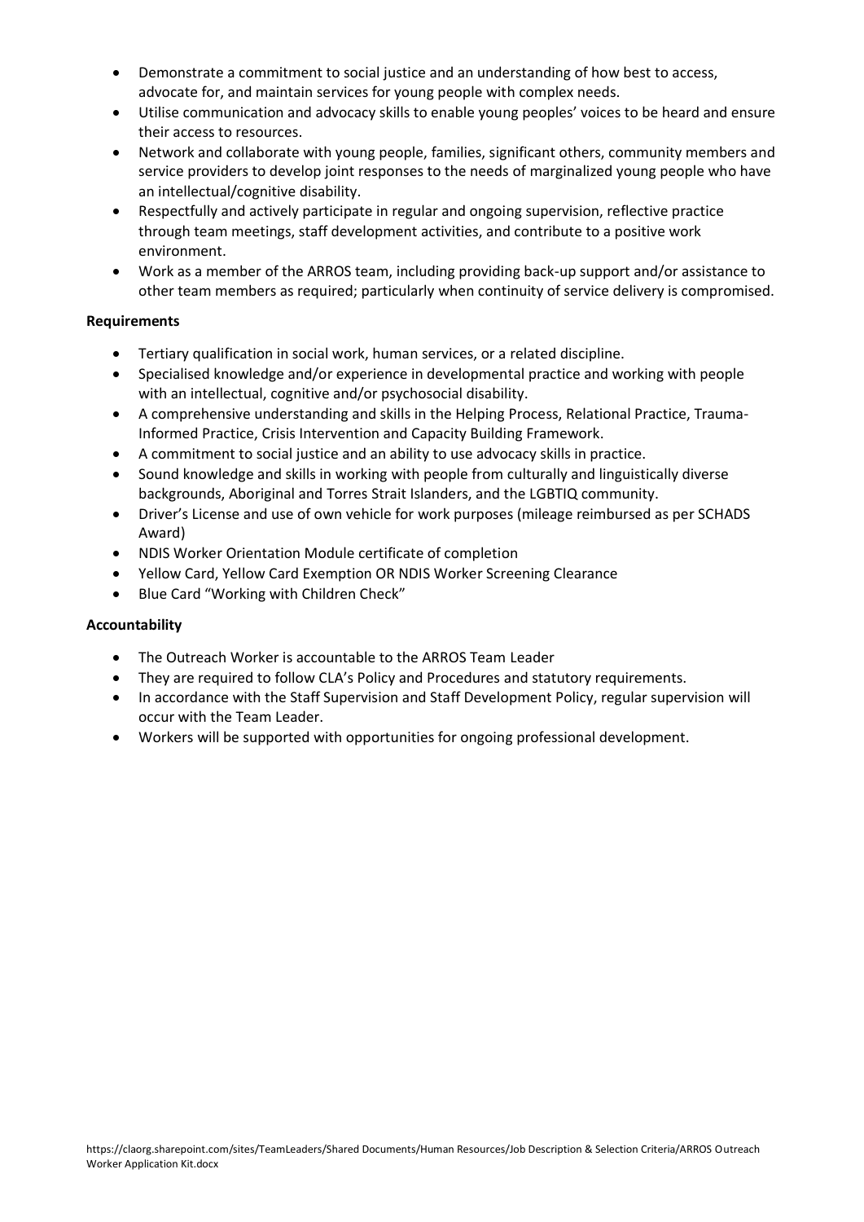- Demonstrate a commitment to social justice and an understanding of how best to access, advocate for, and maintain services for young people with complex needs.
- Utilise communication and advocacy skills to enable young peoples' voices to be heard and ensure their access to resources.
- Network and collaborate with young people, families, significant others, community members and service providers to develop joint responses to the needs of marginalized young people who have an intellectual/cognitive disability.
- Respectfully and actively participate in regular and ongoing supervision, reflective practice through team meetings, staff development activities, and contribute to a positive work environment.
- Work as a member of the ARROS team, including providing back-up support and/or assistance to other team members as required; particularly when continuity of service delivery is compromised.

**Requirements**

- Tertiary qualification in social work, human services, or a related discipline.
- Specialised knowledge and/or experience in developmental practice and working with people with an intellectual, cognitive and/or psychosocial disability.
- A comprehensive understanding and skills in the Helping Process, Relational Practice, Trauma-Informed Practice, Crisis Intervention and Capacity Building Framework.
- A commitment to social justice and an ability to use advocacy skills in practice.
- Sound knowledge and skills in working with people from culturally and linguistically diverse backgrounds, Aboriginal and Torres Strait Islanders, and the LGBTIQ community.
- Driver's License and use of own vehicle for work purposes (mileage reimbursed as per SCHADS Award)
- NDIS Worker Orientation Module certificate of completion
- Yellow Card, Yellow Card Exemption OR NDIS Worker Screening Clearance
- Blue Card "Working with Children Check"

**Accountability**

- The Outreach Worker is accountable to the ARROS Team Leader
- They are required to follow CLA's Policy and Procedures and statutory requirements.
- In accordance with the Staff Supervision and Staff Development Policy, regular supervision will occur with the Team Leader.
- Workers will be supported with opportunities for ongoing professional development.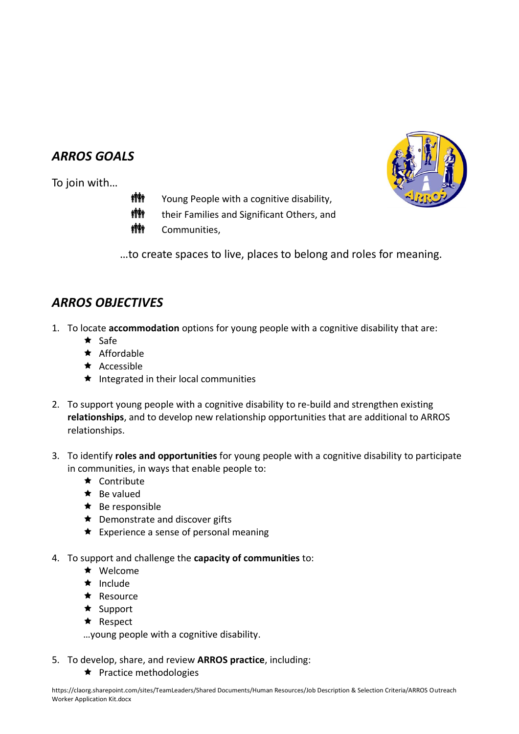## *ARROS GOALS*

To join with…

- Young People with a cognitive disability,
- their Families and Significant Others, and
- Communities,

…to create spaces to live, places to belong and roles for meaning.

## *ARROS OBJECTIVES*

1. To locate **accommodation** options for young people with a cognitive disability that are:
   - Safe
   - Affordable
   - Accessible
   - Integrated in their local communities

2. To support young people with a cognitive disability to re-build and strengthen existing **relationships**, and to develop new relationship opportunities that are additional to ARROS relationships.

3. To identify **roles and opportunities** for young people with a cognitive disability to participate in communities, in ways that enable people to:
   - Contribute
   - Be valued
   - Be responsible
   - Demonstrate and discover gifts
   - Experience a sense of personal meaning

4. To support and challenge the **capacity of communities** to:
   - Welcome
   - Include
   - Resource
   - Support
   - Respect

   …young people with a cognitive disability.

5. To develop, share, and review **ARROS practice**, including:
   - Practice methodologies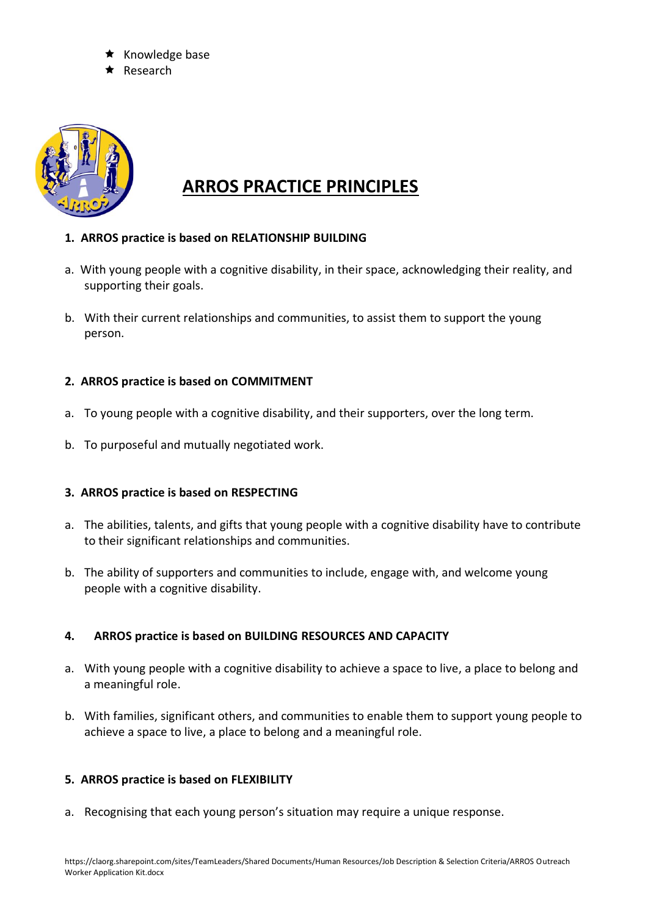- ★ Knowledge base
- ★ Research

## ARROS PRACTICE PRINCIPLES

**1. ARROS practice is based on RELATIONSHIP BUILDING**

a. With young people with a cognitive disability, in their space, acknowledging their reality, and supporting their goals.

b. With their current relationships and communities, to assist them to support the young person.

**2. ARROS practice is based on COMMITMENT**

a. To young people with a cognitive disability, and their supporters, over the long term.

b. To purposeful and mutually negotiated work.

**3. ARROS practice is based on RESPECTING**

a. The abilities, talents, and gifts that young people with a cognitive disability have to contribute to their significant relationships and communities.

b. The ability of supporters and communities to include, engage with, and welcome young people with a cognitive disability.

**4. ARROS practice is based on BUILDING RESOURCES AND CAPACITY**

a. With young people with a cognitive disability to achieve a space to live, a place to belong and a meaningful role.

b. With families, significant others, and communities to enable them to support young people to achieve a space to live, a place to belong and a meaningful role.

**5. ARROS practice is based on FLEXIBILITY**

a. Recognising that each young person's situation may require a unique response.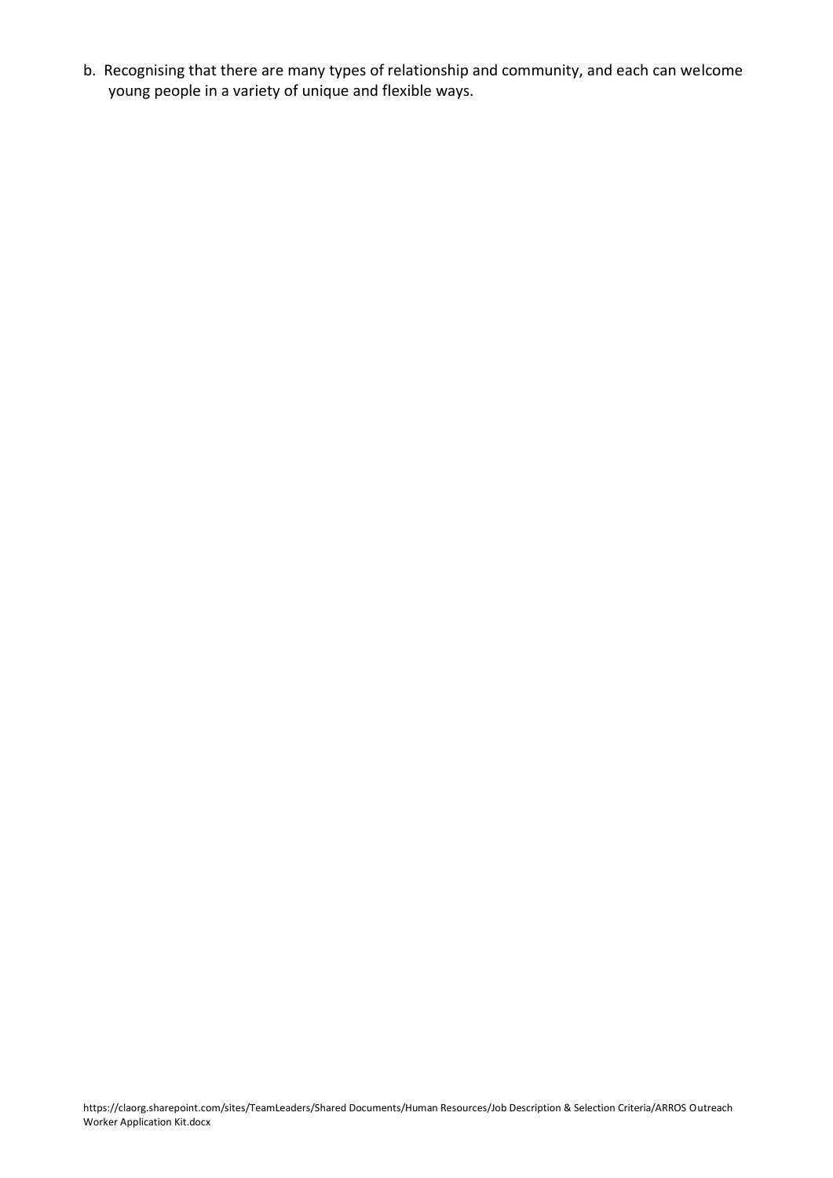b. Recognising that there are many types of relationship and community, and each can welcome young people in a variety of unique and flexible ways.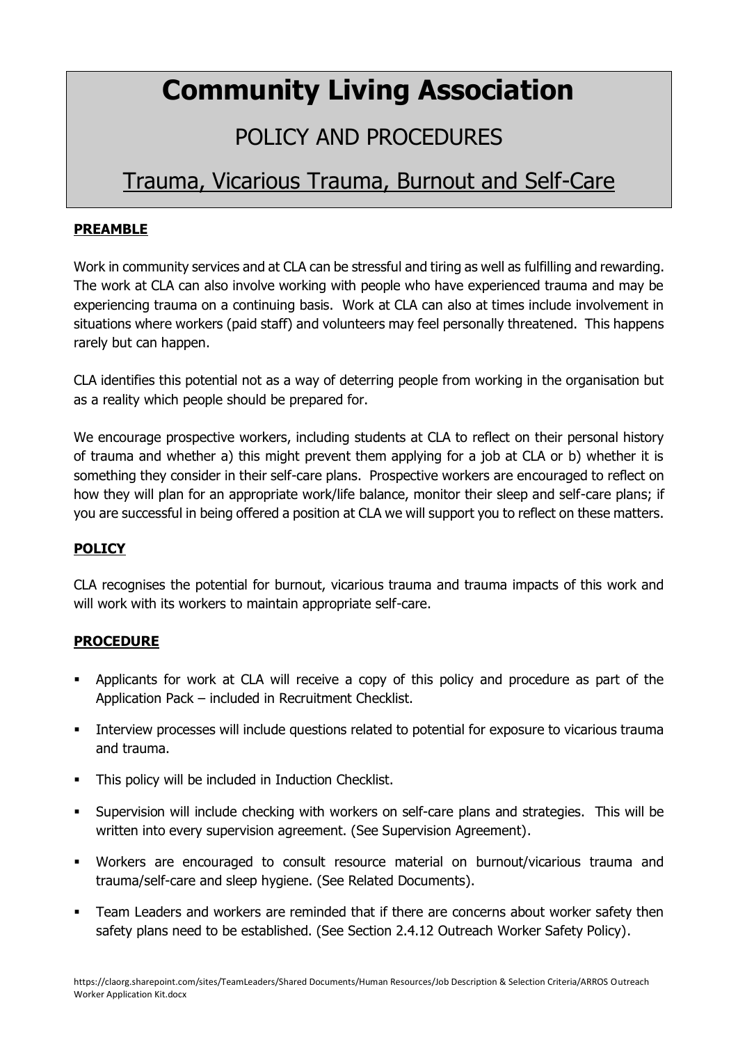# Community Living Association

## POLICY AND PROCEDURES

## Trauma, Vicarious Trauma, Burnout and Self-Care

**PREAMBLE**

Work in community services and at CLA can be stressful and tiring as well as fulfilling and rewarding. The work at CLA can also involve working with people who have experienced trauma and may be experiencing trauma on a continuing basis. Work at CLA can also at times include involvement in situations where workers (paid staff) and volunteers may feel personally threatened. This happens rarely but can happen.

CLA identifies this potential not as a way of deterring people from working in the organisation but as a reality which people should be prepared for.

We encourage prospective workers, including students at CLA to reflect on their personal history of trauma and whether a) this might prevent them applying for a job at CLA or b) whether it is something they consider in their self-care plans. Prospective workers are encouraged to reflect on how they will plan for an appropriate work/life balance, monitor their sleep and self-care plans; if you are successful in being offered a position at CLA we will support you to reflect on these matters.

**POLICY**

CLA recognises the potential for burnout, vicarious trauma and trauma impacts of this work and will work with its workers to maintain appropriate self-care.

**PROCEDURE**

- Applicants for work at CLA will receive a copy of this policy and procedure as part of the Application Pack – included in Recruitment Checklist.
- Interview processes will include questions related to potential for exposure to vicarious trauma and trauma.
- This policy will be included in Induction Checklist.
- Supervision will include checking with workers on self-care plans and strategies. This will be written into every supervision agreement. (See Supervision Agreement).
- Workers are encouraged to consult resource material on burnout/vicarious trauma and trauma/self-care and sleep hygiene. (See Related Documents).
- Team Leaders and workers are reminded that if there are concerns about worker safety then safety plans need to be established. (See Section 2.4.12 Outreach Worker Safety Policy).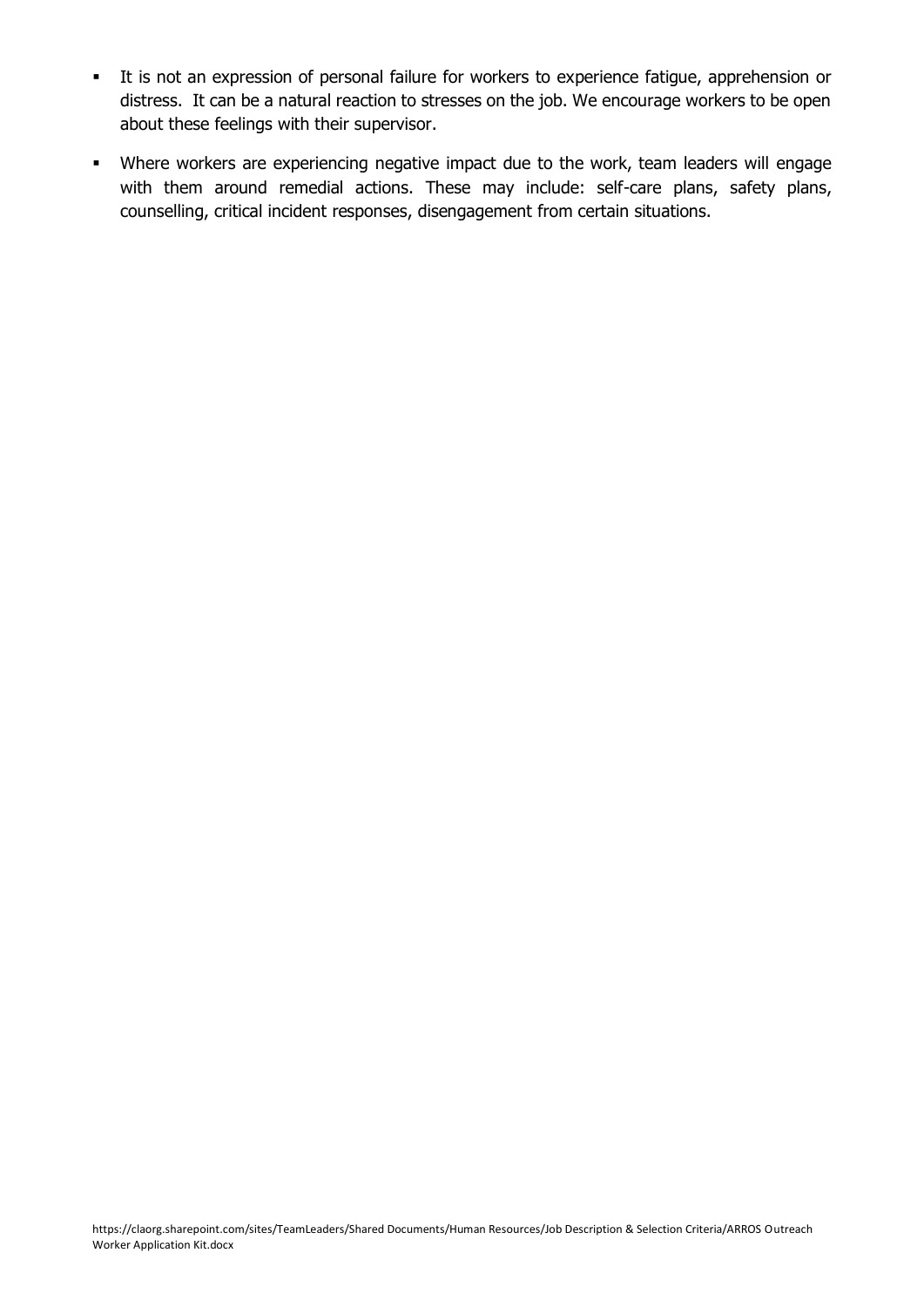- It is not an expression of personal failure for workers to experience fatigue, apprehension or distress. It can be a natural reaction to stresses on the job. We encourage workers to be open about these feelings with their supervisor.
- Where workers are experiencing negative impact due to the work, team leaders will engage with them around remedial actions. These may include: self-care plans, safety plans, counselling, critical incident responses, disengagement from certain situations.